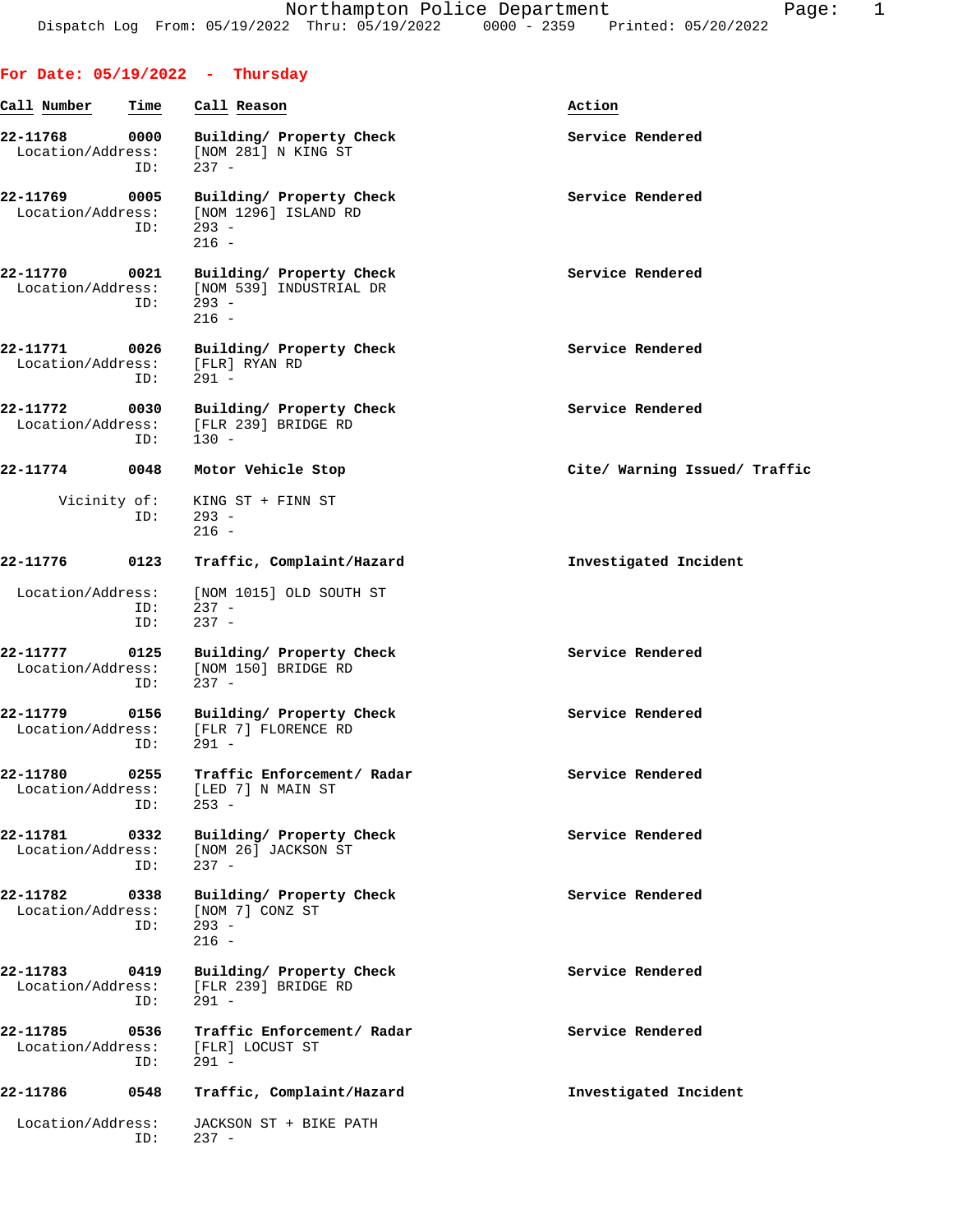Northampton Police Department
Dispatch Log From: 05/19/2022 Thru: 05/19/2022 0000 - 2359 Printed: 05/20/2022

## For Date: 05/19/2022 - Thursday

| Call Number | Time | Call Reason | Action |
|---|---|---|---|
| 22-11768 | 0000 | Building/ Property Check | Service Rendered |
| Location/Address: | | [NOM 281] N KING ST | |
| ID: | | 237 - | |
| 22-11769 | 0005 | Building/ Property Check | Service Rendered |
| Location/Address: | | [NOM 1296] ISLAND RD | |
| ID: | | 293 - | |
| | | 216 - | |
| 22-11770 | 0021 | Building/ Property Check | Service Rendered |
| Location/Address: | | [NOM 539] INDUSTRIAL DR | |
| ID: | | 293 - | |
| | | 216 - | |
| 22-11771 | 0026 | Building/ Property Check | Service Rendered |
| Location/Address: | | [FLR] RYAN RD | |
| ID: | | 291 - | |
| 22-11772 | 0030 | Building/ Property Check | Service Rendered |
| Location/Address: | | [FLR 239] BRIDGE RD | |
| ID: | | 130 - | |
| 22-11774 | 0048 | Motor Vehicle Stop | Cite/ Warning Issued/ Traffic |
| Vicinity of: | | KING ST + FINN ST | |
| ID: | | 293 - | |
| | | 216 - | |
| 22-11776 | 0123 | Traffic, Complaint/Hazard | Investigated Incident |
| Location/Address: | | [NOM 1015] OLD SOUTH ST | |
| ID: | | 237 - | |
| ID: | | 237 - | |
| 22-11777 | 0125 | Building/ Property Check | Service Rendered |
| Location/Address: | | [NOM 150] BRIDGE RD | |
| ID: | | 237 - | |
| 22-11779 | 0156 | Building/ Property Check | Service Rendered |
| Location/Address: | | [FLR 7] FLORENCE RD | |
| ID: | | 291 - | |
| 22-11780 | 0255 | Traffic Enforcement/ Radar | Service Rendered |
| Location/Address: | | [LED 7] N MAIN ST | |
| ID: | | 253 - | |
| 22-11781 | 0332 | Building/ Property Check | Service Rendered |
| Location/Address: | | [NOM 26] JACKSON ST | |
| ID: | | 237 - | |
| 22-11782 | 0338 | Building/ Property Check | Service Rendered |
| Location/Address: | | [NOM 7] CONZ ST | |
| ID: | | 293 - | |
| | | 216 - | |
| 22-11783 | 0419 | Building/ Property Check | Service Rendered |
| Location/Address: | | [FLR 239] BRIDGE RD | |
| ID: | | 291 - | |
| 22-11785 | 0536 | Traffic Enforcement/ Radar | Service Rendered |
| Location/Address: | | [FLR] LOCUST ST | |
| ID: | | 291 - | |
| 22-11786 | 0548 | Traffic, Complaint/Hazard | Investigated Incident |
| Location/Address: | | JACKSON ST + BIKE PATH | |
| ID: | | 237 - | |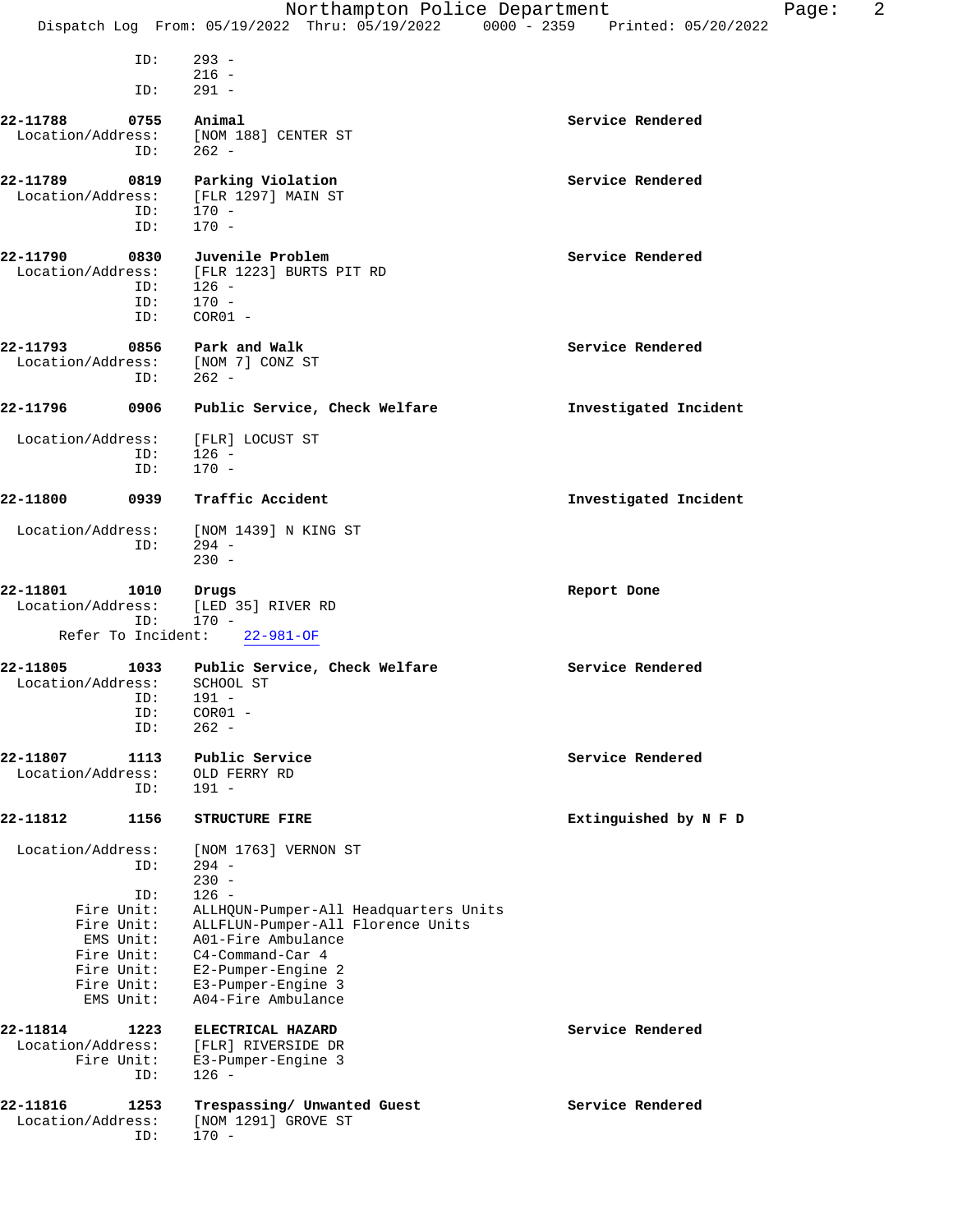ID: 293 -
216 -
ID: 291 -

**22-11788 0755 Animal** **Service Rendered**
Location/Address: [NOM 188] CENTER ST
ID: 262 -

**22-11789 0819 Parking Violation** **Service Rendered**
Location/Address: [FLR 1297] MAIN ST
ID: 170 -
ID: 170 -

**22-11790 0830 Juvenile Problem** **Service Rendered**
Location/Address: [FLR 1223] BURTS PIT RD
ID: 126 -
ID: 170 -
ID: COR01 -

**22-11793 0856 Park and Walk** **Service Rendered**
Location/Address: [NOM 7] CONZ ST
ID: 262 -

**22-11796 0906 Public Service, Check Welfare** **Investigated Incident**
Location/Address: [FLR] LOCUST ST
ID: 126 -
ID: 170 -

**22-11800 0939 Traffic Accident** **Investigated Incident**
Location/Address: [NOM 1439] N KING ST
ID: 294 -
230 -

**22-11801 1010 Drugs** **Report Done**
Location/Address: [LED 35] RIVER RD
ID: 170 -
Refer To Incident: 22-981-OF

**22-11805 1033 Public Service, Check Welfare** **Service Rendered**
Location/Address: SCHOOL ST
ID: 191 -
ID: COR01 -
ID: 262 -

**22-11807 1113 Public Service** **Service Rendered**
Location/Address: OLD FERRY RD
ID: 191 -

**22-11812 1156 STRUCTURE FIRE** **Extinguished by N F D**
Location/Address: [NOM 1763] VERNON ST
ID: 294 -
230 -
ID: 126 -
Fire Unit: ALLHQUN-Pumper-All Headquarters Units
Fire Unit: ALLFLUN-Pumper-All Florence Units
EMS Unit: A01-Fire Ambulance
Fire Unit: C4-Command-Car 4
Fire Unit: E2-Pumper-Engine 2
Fire Unit: E3-Pumper-Engine 3
EMS Unit: A04-Fire Ambulance

**22-11814 1223 ELECTRICAL HAZARD** **Service Rendered**
Location/Address: [FLR] RIVERSIDE DR
Fire Unit: E3-Pumper-Engine 3
ID: 126 -

**22-11816 1253 Trespassing/ Unwanted Guest** **Service Rendered**
Location/Address: [NOM 1291] GROVE ST
ID: 170 -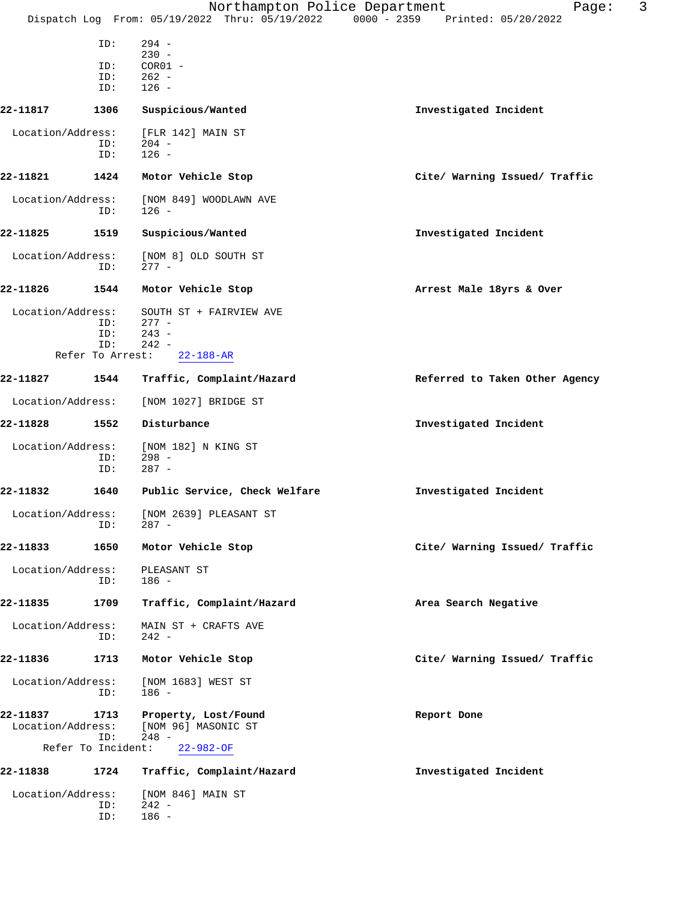```
            ID:     294 -
                    230 -
            ID:     COR01 -
            ID:     262 -
            ID:     126 -

22-11817       1306    Suspicious/Wanted                            Investigated Incident

  Location/Address:     [FLR 142] MAIN ST
            ID:     204 -
            ID:     126 -

22-11821       1424    Motor Vehicle Stop                           Cite/ Warning Issued/ Traffic

  Location/Address:     [NOM 849] WOODLAWN AVE
            ID:     126 -

22-11825       1519    Suspicious/Wanted                            Investigated Incident

  Location/Address:     [NOM 8] OLD SOUTH ST
            ID:     277 -

22-11826       1544    Motor Vehicle Stop                           Arrest Male 18yrs & Over

  Location/Address:     SOUTH ST + FAIRVIEW AVE
            ID:     277 -
            ID:     243 -
            ID:     242 -
     Refer To Arrest:     22-188-AR

22-11827       1544    Traffic, Complaint/Hazard                    Referred to Taken Other Agency

  Location/Address:     [NOM 1027] BRIDGE ST

22-11828       1552    Disturbance                                  Investigated Incident

  Location/Address:     [NOM 182] N KING ST
            ID:     298 -
            ID:     287 -

22-11832       1640    Public Service, Check Welfare                Investigated Incident

  Location/Address:     [NOM 2639] PLEASANT ST
            ID:     287 -

22-11833       1650    Motor Vehicle Stop                           Cite/ Warning Issued/ Traffic

  Location/Address:     PLEASANT ST
            ID:     186 -

22-11835       1709    Traffic, Complaint/Hazard                    Area Search Negative

  Location/Address:     MAIN ST + CRAFTS AVE
            ID:     242 -

22-11836       1713    Motor Vehicle Stop                           Cite/ Warning Issued/ Traffic

  Location/Address:     [NOM 1683] WEST ST
            ID:     186 -

22-11837       1713    Property, Lost/Found                         Report Done
  Location/Address:     [NOM 96] MASONIC ST
            ID:     248 -
    Refer To Incident:     22-982-OF

22-11838       1724    Traffic, Complaint/Hazard                    Investigated Incident

  Location/Address:     [NOM 846] MAIN ST
            ID:     242 -
            ID:     186 -
```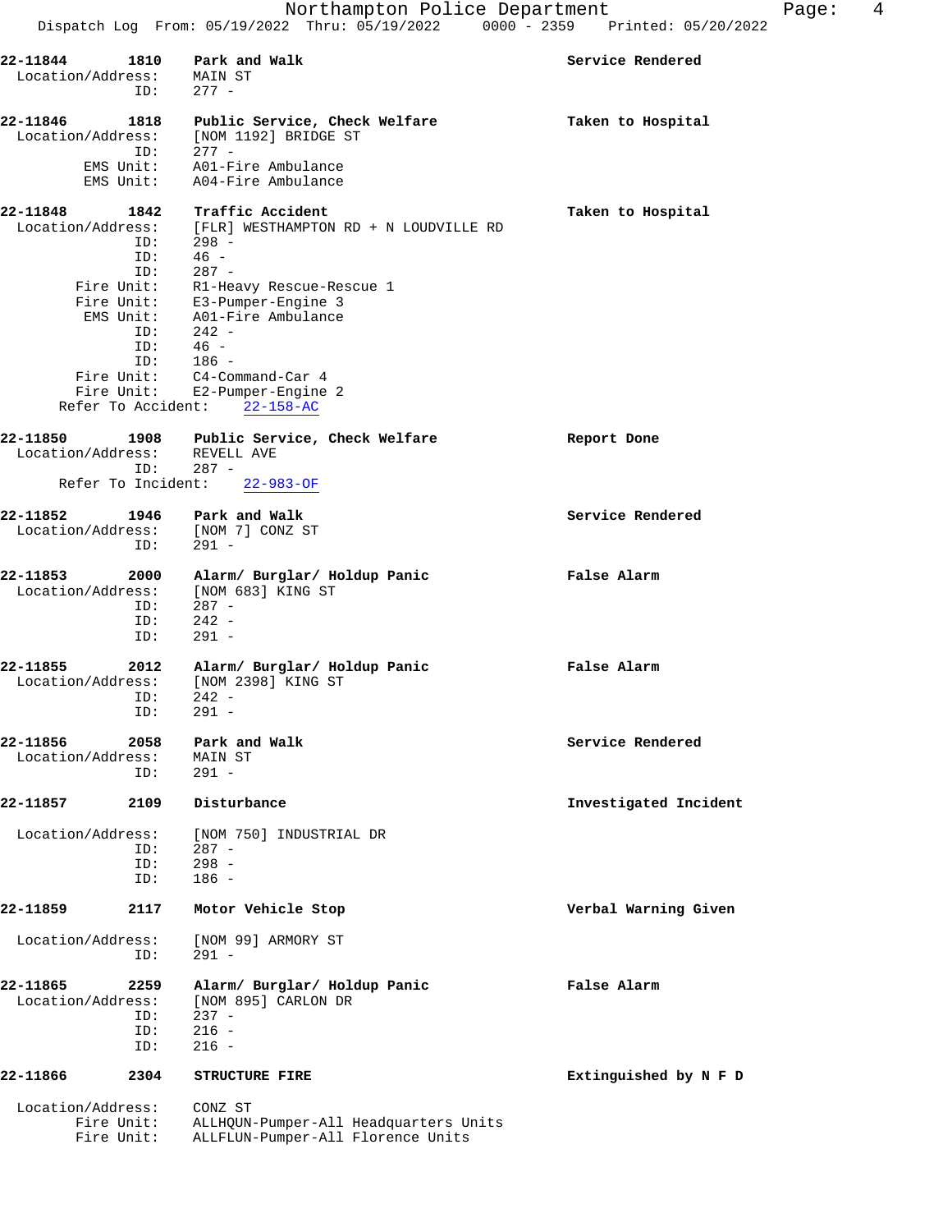**22-11844** **1810** **Park and Walk** **Service Rendered**
Location/Address: MAIN ST
ID: 277 -

**22-11846** **1818** **Public Service, Check Welfare** **Taken to Hospital**
Location/Address: [NOM 1192] BRIDGE ST
ID: 277 -
EMS Unit: A01-Fire Ambulance
EMS Unit: A04-Fire Ambulance

**22-11848** **1842** **Traffic Accident** **Taken to Hospital**
Location/Address: [FLR] WESTHAMPTON RD + N LOUDVILLE RD
ID: 298 -
ID: 46 -
ID: 287 -
Fire Unit: R1-Heavy Rescue-Rescue 1
Fire Unit: E3-Pumper-Engine 3
EMS Unit: A01-Fire Ambulance
ID: 242 -
ID: 46 -
ID: 186 -
Fire Unit: C4-Command-Car 4
Fire Unit: E2-Pumper-Engine 2
Refer To Accident: 22-158-AC

**22-11850** **1908** **Public Service, Check Welfare** **Report Done**
Location/Address: REVELL AVE
ID: 287 -
Refer To Incident: 22-983-OF

**22-11852** **1946** **Park and Walk** **Service Rendered**
Location/Address: [NOM 7] CONZ ST
ID: 291 -

**22-11853** **2000** **Alarm/ Burglar/ Holdup Panic** **False Alarm**
Location/Address: [NOM 683] KING ST
ID: 287 -
ID: 242 -
ID: 291 -

**22-11855** **2012** **Alarm/ Burglar/ Holdup Panic** **False Alarm**
Location/Address: [NOM 2398] KING ST
ID: 242 -
ID: 291 -

**22-11856** **2058** **Park and Walk** **Service Rendered**
Location/Address: MAIN ST
ID: 291 -

**22-11857** **2109** **Disturbance** **Investigated Incident**
Location/Address: [NOM 750] INDUSTRIAL DR
ID: 287 -
ID: 298 -
ID: 186 -

**22-11859** **2117** **Motor Vehicle Stop** **Verbal Warning Given**
Location/Address: [NOM 99] ARMORY ST
ID: 291 -

**22-11865** **2259** **Alarm/ Burglar/ Holdup Panic** **False Alarm**
Location/Address: [NOM 895] CARLON DR
ID: 237 -
ID: 216 -
ID: 216 -

**22-11866** **2304** **STRUCTURE FIRE** **Extinguished by N F D**
Location/Address: CONZ ST
Fire Unit: ALLHQUN-Pumper-All Headquarters Units
Fire Unit: ALLFLUN-Pumper-All Florence Units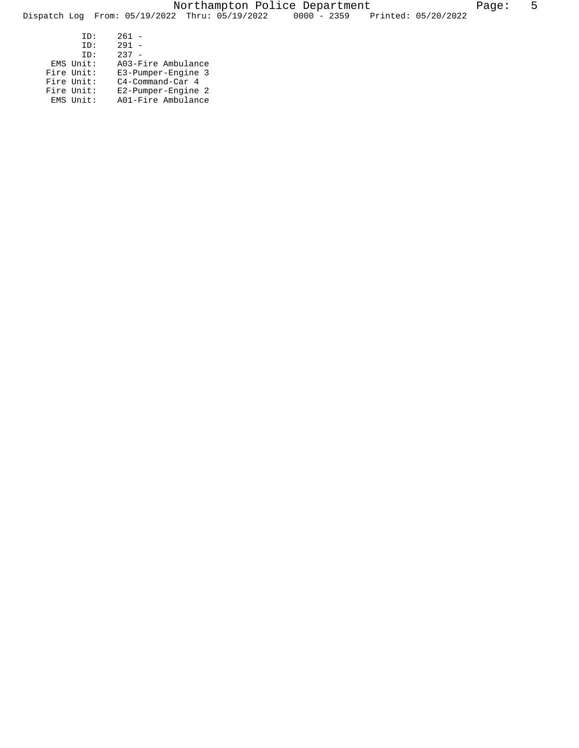ID: 261 -
ID: 291 -
ID: 237 -
EMS Unit: A03-Fire Ambulance
Fire Unit: E3-Pumper-Engine 3
Fire Unit: C4-Command-Car 4
Fire Unit: E2-Pumper-Engine 2
EMS Unit: A01-Fire Ambulance